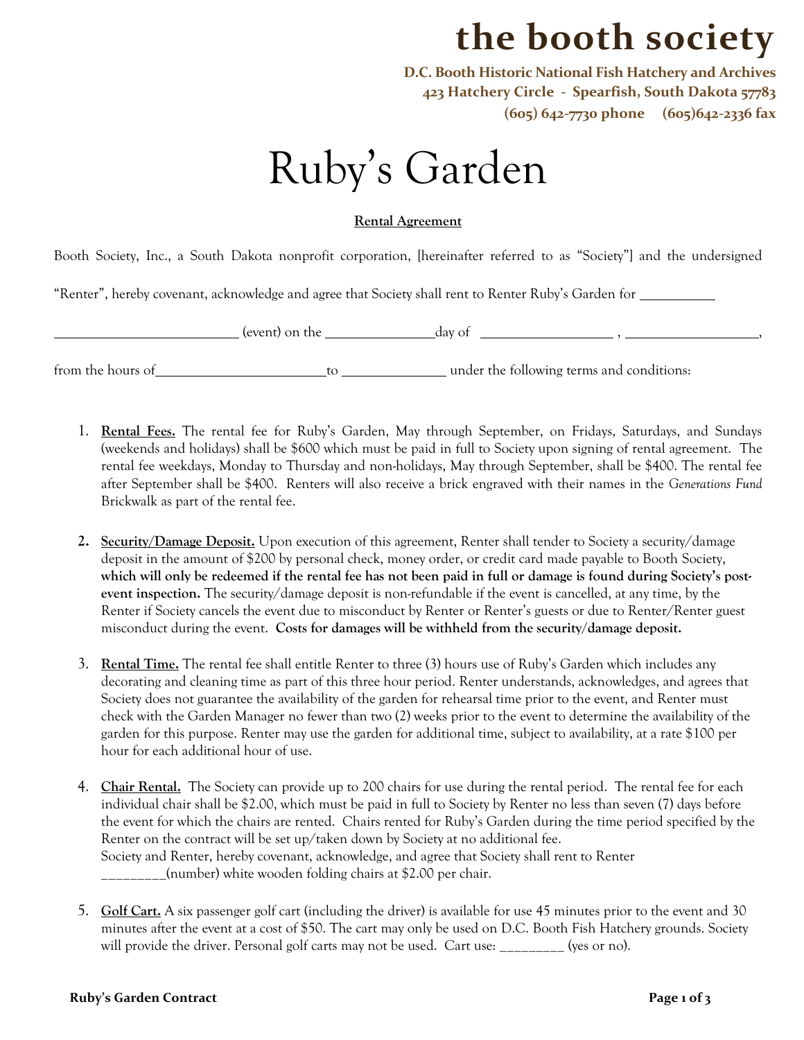# the booth society

**D.C. Booth Historic National Fish Hatchery and Archives**
**423 Hatchery Circle - Spearfish, South Dakota 57783**
**(605) 642-7730 phone (605)642-2336 fax**

# Ruby's Garden

**Rental Agreement**

Booth Society, Inc., a South Dakota nonprofit corporation, [hereinafter referred to as "Society"] and the undersigned "Renter", hereby covenant, acknowledge and agree that Society shall rent to Renter Ruby's Garden for ___________ ___________________________ (event) on the ________________day of ____________________ , ____________________, from the hours of_________________________to _______________ under the following terms and conditions:

1. **Rental Fees.** The rental fee for Ruby's Garden, May through September, on Fridays, Saturdays, and Sundays (weekends and holidays) shall be $600 which must be paid in full to Society upon signing of rental agreement. The rental fee weekdays, Monday to Thursday and non-holidays, May through September, shall be $400. The rental fee after September shall be $400. Renters will also receive a brick engraved with their names in the *Generations Fund* Brickwalk as part of the rental fee.

2. **Security/Damage Deposit.** Upon execution of this agreement, Renter shall tender to Society a security/damage deposit in the amount of $200 by personal check, money order, or credit card made payable to Booth Society, **which will only be redeemed if the rental fee has not been paid in full or damage is found during Society's post-event inspection.** The security/damage deposit is non-refundable if the event is cancelled, at any time, by the Renter if Society cancels the event due to misconduct by Renter or Renter's guests or due to Renter/Renter guest misconduct during the event. **Costs for damages will be withheld from the security/damage deposit.**

3. **Rental Time.** The rental fee shall entitle Renter to three (3) hours use of Ruby's Garden which includes any decorating and cleaning time as part of this three hour period. Renter understands, acknowledges, and agrees that Society does not guarantee the availability of the garden for rehearsal time prior to the event, and Renter must check with the Garden Manager no fewer than two (2) weeks prior to the event to determine the availability of the garden for this purpose. Renter may use the garden for additional time, subject to availability, at a rate $100 per hour for each additional hour of use.

4. **Chair Rental.** The Society can provide up to 200 chairs for use during the rental period. The rental fee for each individual chair shall be $2.00, which must be paid in full to Society by Renter no less than seven (7) days before the event for which the chairs are rented. Chairs rented for Ruby's Garden during the time period specified by the Renter on the contract will be set up/taken down by Society at no additional fee.
   Society and Renter, hereby covenant, acknowledge, and agree that Society shall rent to Renter _________(number) white wooden folding chairs at $2.00 per chair.

5. **Golf Cart.** A six passenger golf cart (including the driver) is available for use 45 minutes prior to the event and 30 minutes after the event at a cost of $50. The cart may only be used on D.C. Booth Fish Hatchery grounds. Society will provide the driver. Personal golf carts may not be used. Cart use: _________ (yes or no).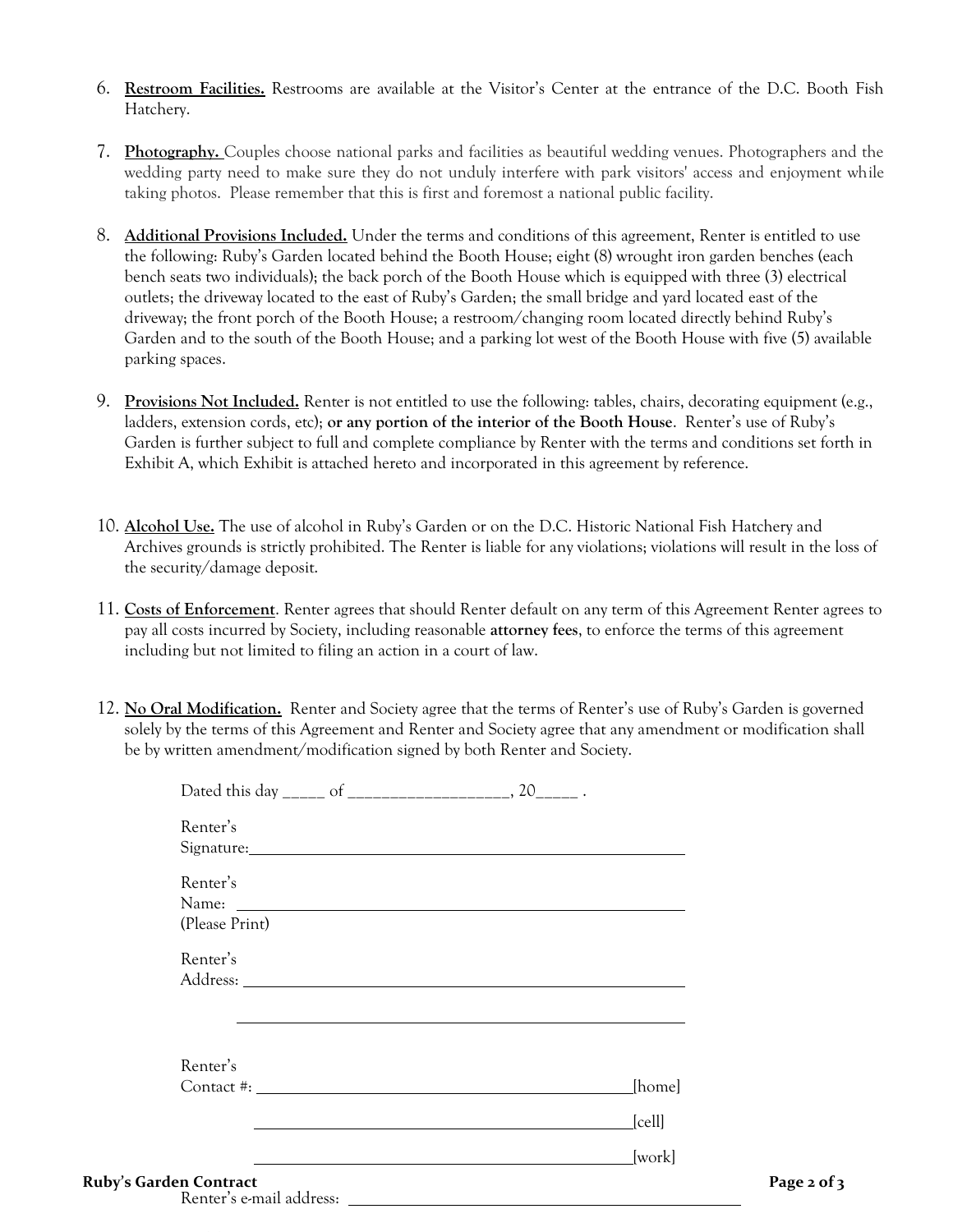6. **Restroom Facilities.** Restrooms are available at the Visitor's Center at the entrance of the D.C. Booth Fish Hatchery.

7. **Photography.** Couples choose national parks and facilities as beautiful wedding venues. Photographers and the wedding party need to make sure they do not unduly interfere with park visitors' access and enjoyment while taking photos. Please remember that this is first and foremost a national public facility.

8. **Additional Provisions Included.** Under the terms and conditions of this agreement, Renter is entitled to use the following: Ruby's Garden located behind the Booth House; eight (8) wrought iron garden benches (each bench seats two individuals); the back porch of the Booth House which is equipped with three (3) electrical outlets; the driveway located to the east of Ruby's Garden; the small bridge and yard located east of the driveway; the front porch of the Booth House; a restroom/changing room located directly behind Ruby's Garden and to the south of the Booth House; and a parking lot west of the Booth House with five (5) available parking spaces.

9. **Provisions Not Included.** Renter is not entitled to use the following: tables, chairs, decorating equipment (e.g., ladders, extension cords, etc); **or any portion of the interior of the Booth House**. Renter's use of Ruby's Garden is further subject to full and complete compliance by Renter with the terms and conditions set forth in Exhibit A, which Exhibit is attached hereto and incorporated in this agreement by reference.

10. **Alcohol Use.** The use of alcohol in Ruby's Garden or on the D.C. Historic National Fish Hatchery and Archives grounds is strictly prohibited. The Renter is liable for any violations; violations will result in the loss of the security/damage deposit.

11. **Costs of Enforcement**. Renter agrees that should Renter default on any term of this Agreement Renter agrees to pay all costs incurred by Society, including reasonable **attorney fees**, to enforce the terms of this agreement including but not limited to filing an action in a court of law.

12. **No Oral Modification.** Renter and Society agree that the terms of Renter's use of Ruby's Garden is governed solely by the terms of this Agreement and Renter and Society agree that any amendment or modification shall be by written amendment/modification signed by both Renter and Society.

Dated this day _____ of ___________________, 20_____ .

Renter's Signature: ______________________________________________

Renter's Name: ______________________________________________
(Please Print)

Renter's Address: ______________________________________________

______________________________________________

Renter's Contact #: ______________________________________________[home]

______________________________________________[cell]

______________________________________________[work]

Renter's e-mail address: ______________________________________________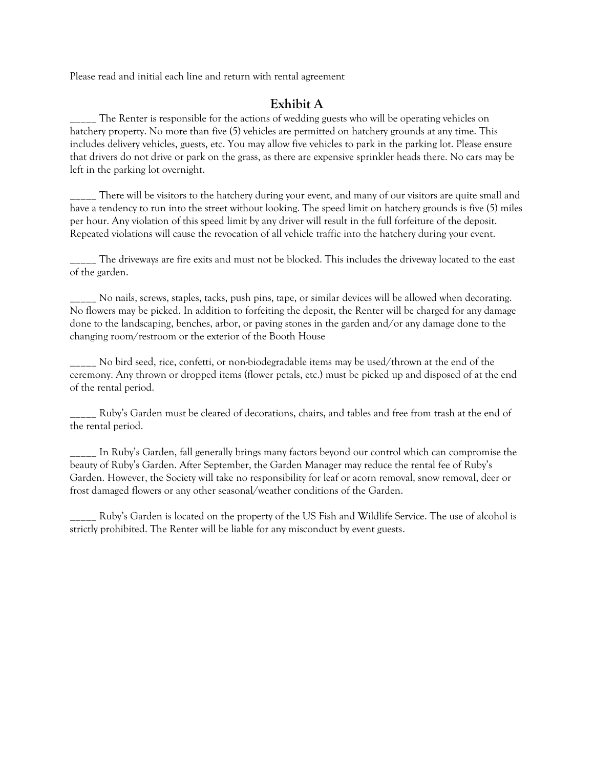Please read and initial each line and return with rental agreement

## Exhibit A

_____ The Renter is responsible for the actions of wedding guests who will be operating vehicles on hatchery property. No more than five (5) vehicles are permitted on hatchery grounds at any time. This includes delivery vehicles, guests, etc. You may allow five vehicles to park in the parking lot. Please ensure that drivers do not drive or park on the grass, as there are expensive sprinkler heads there. No cars may be left in the parking lot overnight.

_____ There will be visitors to the hatchery during your event, and many of our visitors are quite small and have a tendency to run into the street without looking. The speed limit on hatchery grounds is five (5) miles per hour. Any violation of this speed limit by any driver will result in the full forfeiture of the deposit. Repeated violations will cause the revocation of all vehicle traffic into the hatchery during your event.

_____ The driveways are fire exits and must not be blocked. This includes the driveway located to the east of the garden.

_____ No nails, screws, staples, tacks, push pins, tape, or similar devices will be allowed when decorating. No flowers may be picked. In addition to forfeiting the deposit, the Renter will be charged for any damage done to the landscaping, benches, arbor, or paving stones in the garden and/or any damage done to the changing room/restroom or the exterior of the Booth House

_____ No bird seed, rice, confetti, or non-biodegradable items may be used/thrown at the end of the ceremony. Any thrown or dropped items (flower petals, etc.) must be picked up and disposed of at the end of the rental period.

_____ Ruby's Garden must be cleared of decorations, chairs, and tables and free from trash at the end of the rental period.

_____ In Ruby's Garden, fall generally brings many factors beyond our control which can compromise the beauty of Ruby's Garden. After September, the Garden Manager may reduce the rental fee of Ruby's Garden. However, the Society will take no responsibility for leaf or acorn removal, snow removal, deer or frost damaged flowers or any other seasonal/weather conditions of the Garden.

_____ Ruby's Garden is located on the property of the US Fish and Wildlife Service. The use of alcohol is strictly prohibited. The Renter will be liable for any misconduct by event guests.